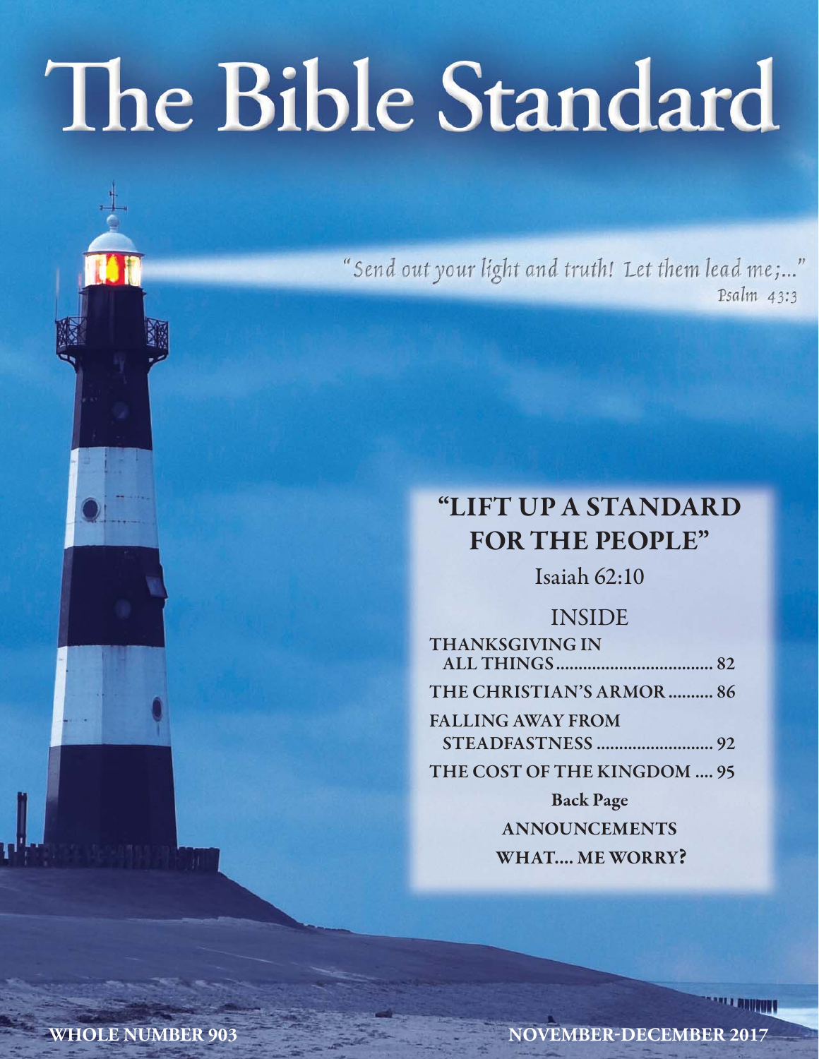# The Bible Standard

"Send out your light and truth! Let them lead me;..."
Psalm 43:3

## "LIFT UP A STANDARD FOR THE PEOPLE"

Isaiah 62:10

### INSIDE

THANKSGIVING IN ALL THINGS .................................. 82

THE CHRISTIAN'S ARMOR .......... 86

FALLING AWAY FROM STEADFASTNESS .......................... 92

THE COST OF THE KINGDOM .... 95

**Back Page**

ANNOUNCEMENTS

WHAT.... ME WORRY?

WHOLE NUMBER 903

NOVEMBER-DECEMBER 2017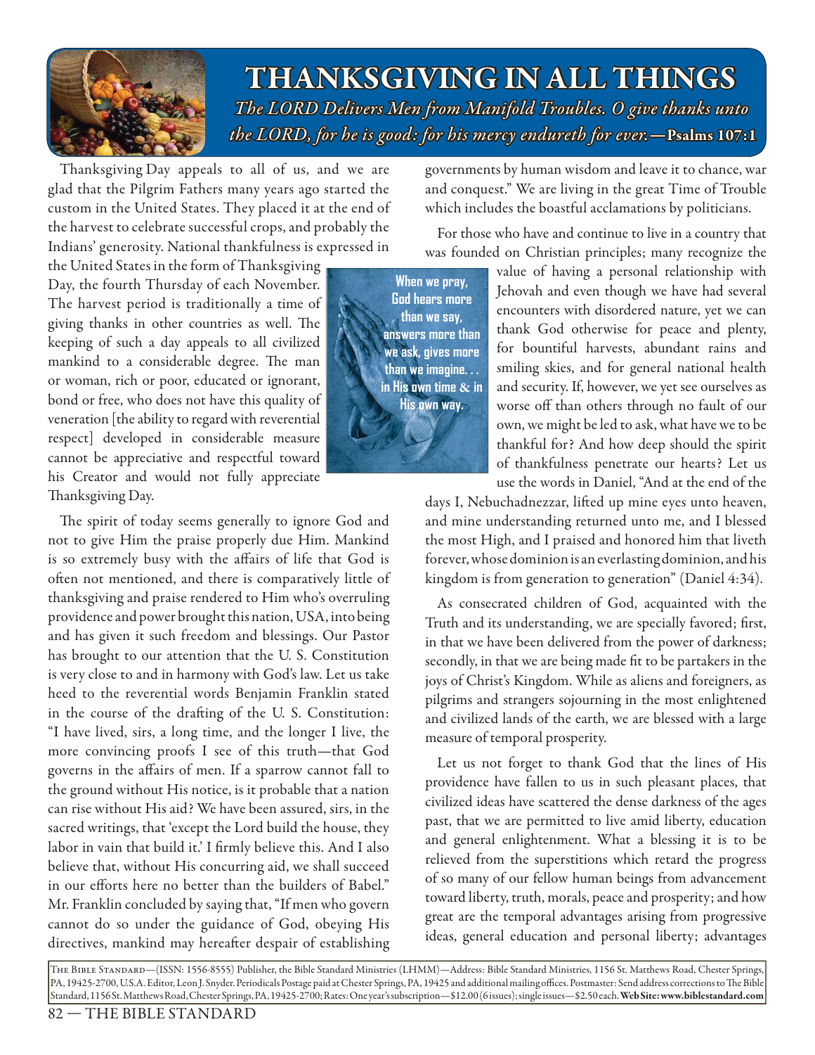# THANKSGIVING IN ALL THINGS

*The LORD Delivers Men from Manifold Troubles. O give thanks unto the LORD, for he is good: for his mercy endureth for ever.*—**Psalms 107:1**

Thanksgiving Day appeals to all of us, and we are glad that the Pilgrim Fathers many years ago started the custom in the United States. They placed it at the end of the harvest to celebrate successful crops, and probably the Indians' generosity. National thankfulness is expressed in the United States in the form of Thanksgiving Day, the fourth Thursday of each November. The harvest period is traditionally a time of giving thanks in other countries as well. The keeping of such a day appeals to all civilized mankind to a considerable degree. The man or woman, rich or poor, educated or ignorant, bond or free, who does not have this quality of veneration [the ability to regard with reverential respect] developed in considerable measure cannot be appreciative and respectful toward his Creator and would not fully appreciate Thanksgiving Day.

**When we pray, God hears more than we say, answers more than we ask, gives more than we imagine. . . in His own time & in His own way.**

The spirit of today seems generally to ignore God and not to give Him the praise properly due Him. Mankind is so extremely busy with the affairs of life that God is often not mentioned, and there is comparatively little of thanksgiving and praise rendered to Him who's overruling providence and power brought this nation, USA, into being and has given it such freedom and blessings. Our Pastor has brought to our attention that the U. S. Constitution is very close to and in harmony with God's law. Let us take heed to the reverential words Benjamin Franklin stated in the course of the drafting of the U. S. Constitution: "I have lived, sirs, a long time, and the longer I live, the more convincing proofs I see of this truth—that God governs in the affairs of men. If a sparrow cannot fall to the ground without His notice, is it probable that a nation can rise without His aid? We have been assured, sirs, in the sacred writings, that 'except the Lord build the house, they labor in vain that build it.' I firmly believe this. And I also believe that, without His concurring aid, we shall succeed in our efforts here no better than the builders of Babel." Mr. Franklin concluded by saying that, "If men who govern cannot do so under the guidance of God, obeying His directives, mankind may hereafter despair of establishing governments by human wisdom and leave it to chance, war and conquest." We are living in the great Time of Trouble which includes the boastful acclamations by politicians.

For those who have and continue to live in a country that was founded on Christian principles; many recognize the value of having a personal relationship with Jehovah and even though we have had several encounters with disordered nature, yet we can thank God otherwise for peace and plenty, for bountiful harvests, abundant rains and smiling skies, and for general national health and security. If, however, we yet see ourselves as worse off than others through no fault of our own, we might be led to ask, what have we to be thankful for? And how deep should the spirit of thankfulness penetrate our hearts? Let us use the words in Daniel, "And at the end of the days I, Nebuchadnezzar, lifted up mine eyes unto heaven, and mine understanding returned unto me, and I blessed the most High, and I praised and honored him that liveth forever, whose dominion is an everlasting dominion, and his kingdom is from generation to generation" (Daniel 4:34).

As consecrated children of God, acquainted with the Truth and its understanding, we are specially favored; first, in that we have been delivered from the power of darkness; secondly, in that we are being made fit to be partakers in the joys of Christ's Kingdom. While as aliens and foreigners, as pilgrims and strangers sojourning in the most enlightened and civilized lands of the earth, we are blessed with a large measure of temporal prosperity.

Let us not forget to thank God that the lines of His providence have fallen to us in such pleasant places, that civilized ideas have scattered the dense darkness of the ages past, that we are permitted to live amid liberty, education and general enlightenment. What a blessing it is to be relieved from the superstitions which retard the progress of so many of our fellow human beings from advancement toward liberty, truth, morals, peace and prosperity; and how great are the temporal advantages arising from progressive ideas, general education and personal liberty; advantages

The Bible Standard—(ISSN: 1556-8555) Publisher, the Bible Standard Ministries (LHMM)—Address: Bible Standard Ministries, 1156 St. Matthews Road, Chester Springs, PA, 19425-2700, U.S.A. Editor, Leon J. Snyder. Periodicals Postage paid at Chester Springs, PA, 19425 and additional mailing offices. Postmaster: Send address corrections to The Bible Standard, 1156 St. Matthews Road, Chester Springs, PA, 19425-2700; Rates: One year's subscription—$12.00 (6 issues); single issues—$2.50 each. **Web Site: www.biblestandard.com**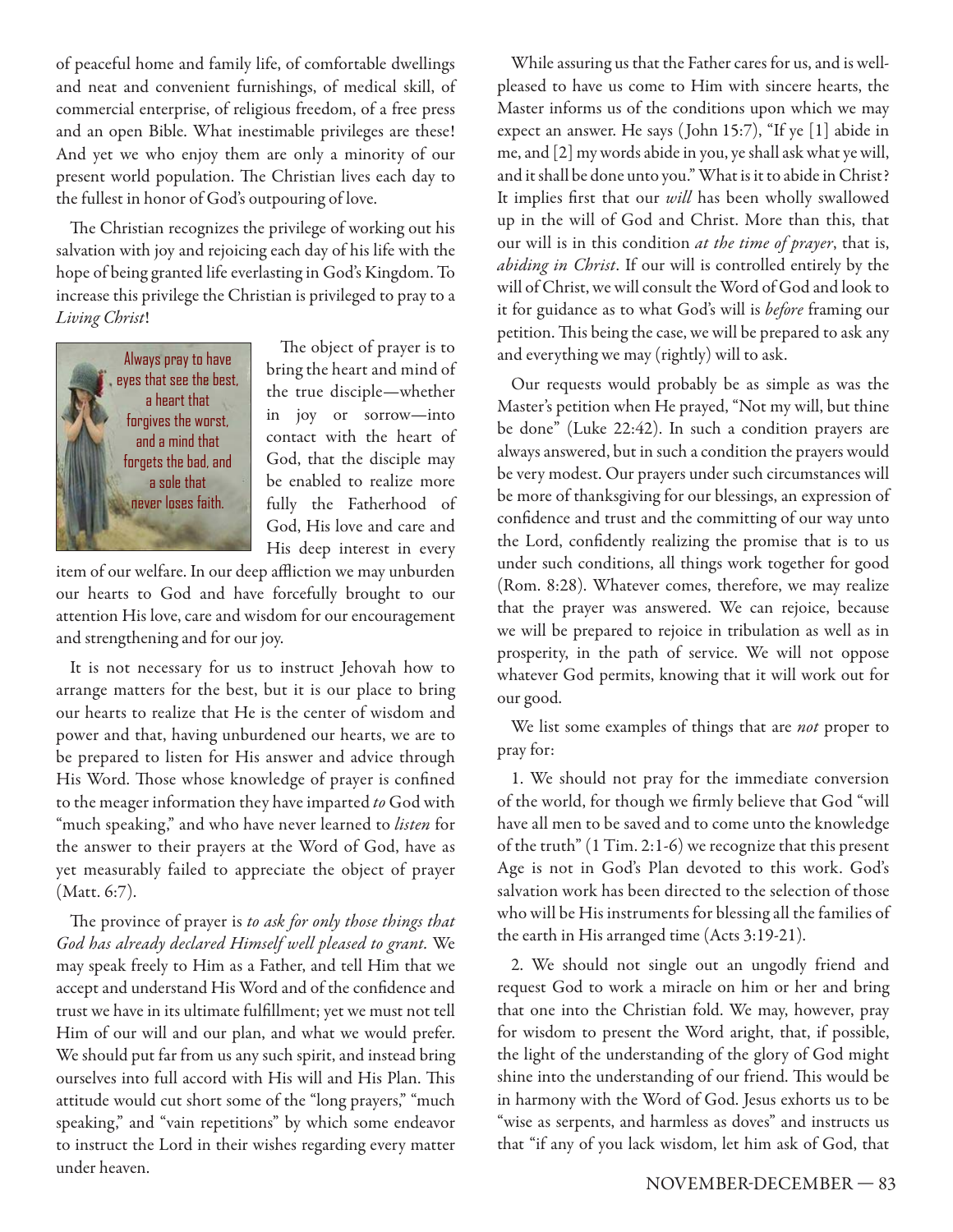of peaceful home and family life, of comfortable dwellings and neat and convenient furnishings, of medical skill, of commercial enterprise, of religious freedom, of a free press and an open Bible. What inestimable privileges are these! And yet we who enjoy them are only a minority of our present world population. The Christian lives each day to the fullest in honor of God's outpouring of love.

The Christian recognizes the privilege of working out his salvation with joy and rejoicing each day of his life with the hope of being granted life everlasting in God's Kingdom. To increase this privilege the Christian is privileged to pray to a *Living Christ*!

Always pray to have eyes that see the best, a heart that forgives the worst, and a mind that forgets the bad, and a sole that never loses faith.

The object of prayer is to bring the heart and mind of the true disciple—whether in joy or sorrow—into contact with the heart of God, that the disciple may be enabled to realize more fully the Fatherhood of God, His love and care and His deep interest in every item of our welfare. In our deep affliction we may unburden our hearts to God and have forcefully brought to our attention His love, care and wisdom for our encouragement and strengthening and for our joy.

It is not necessary for us to instruct Jehovah how to arrange matters for the best, but it is our place to bring our hearts to realize that He is the center of wisdom and power and that, having unburdened our hearts, we are to be prepared to listen for His answer and advice through His Word. Those whose knowledge of prayer is confined to the meager information they have imparted *to* God with "much speaking," and who have never learned to *listen* for the answer to their prayers at the Word of God, have as yet measurably failed to appreciate the object of prayer (Matt. 6:7).

The province of prayer is *to ask for only those things that God has already declared Himself well pleased to grant.* We may speak freely to Him as a Father, and tell Him that we accept and understand His Word and of the confidence and trust we have in its ultimate fulfillment; yet we must not tell Him of our will and our plan, and what we would prefer. We should put far from us any such spirit, and instead bring ourselves into full accord with His will and His Plan. This attitude would cut short some of the "long prayers," "much speaking," and "vain repetitions" by which some endeavor to instruct the Lord in their wishes regarding every matter under heaven.

While assuring us that the Father cares for us, and is well-pleased to have us come to Him with sincere hearts, the Master informs us of the conditions upon which we may expect an answer. He says (John 15:7), "If ye [1] abide in me, and [2] my words abide in you, ye shall ask what ye will, and it shall be done unto you." What is it to abide in Christ? It implies first that our *will* has been wholly swallowed up in the will of God and Christ. More than this, that our will is in this condition *at the time of prayer*, that is, *abiding in Christ*. If our will is controlled entirely by the will of Christ, we will consult the Word of God and look to it for guidance as to what God's will is *before* framing our petition. This being the case, we will be prepared to ask any and everything we may (rightly) will to ask.

Our requests would probably be as simple as was the Master's petition when He prayed, "Not my will, but thine be done" (Luke 22:42). In such a condition prayers are always answered, but in such a condition the prayers would be very modest. Our prayers under such circumstances will be more of thanksgiving for our blessings, an expression of confidence and trust and the committing of our way unto the Lord, confidently realizing the promise that is to us under such conditions, all things work together for good (Rom. 8:28). Whatever comes, therefore, we may realize that the prayer was answered. We can rejoice, because we will be prepared to rejoice in tribulation as well as in prosperity, in the path of service. We will not oppose whatever God permits, knowing that it will work out for our good.

We list some examples of things that are *not* proper to pray for:

1. We should not pray for the immediate conversion of the world, for though we firmly believe that God "will have all men to be saved and to come unto the knowledge of the truth" (1 Tim. 2:1-6) we recognize that this present Age is not in God's Plan devoted to this work. God's salvation work has been directed to the selection of those who will be His instruments for blessing all the families of the earth in His arranged time (Acts 3:19-21).

2. We should not single out an ungodly friend and request God to work a miracle on him or her and bring that one into the Christian fold. We may, however, pray for wisdom to present the Word aright, that, if possible, the light of the understanding of the glory of God might shine into the understanding of our friend. This would be in harmony with the Word of God. Jesus exhorts us to be "wise as serpents, and harmless as doves" and instructs us that "if any of you lack wisdom, let him ask of God, that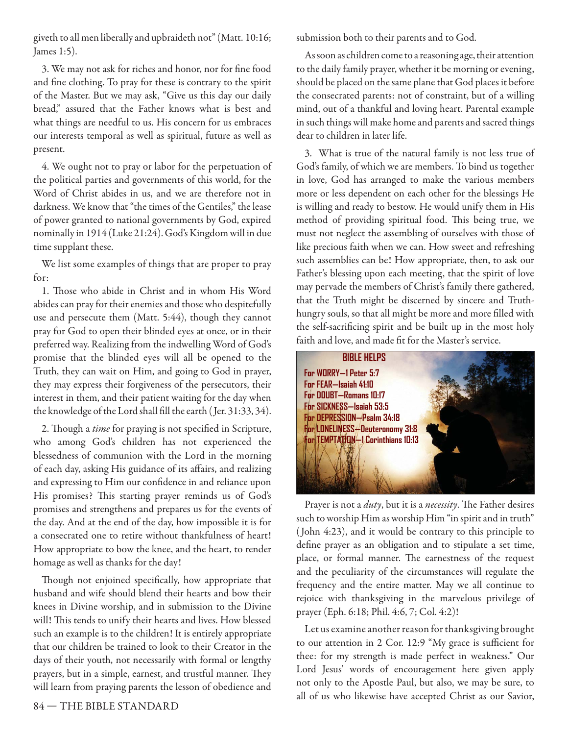giveth to all men liberally and upbraideth not" (Matt. 10:16; James 1:5).

3. We may not ask for riches and honor, nor for fine food and fine clothing. To pray for these is contrary to the spirit of the Master. But we may ask, "Give us this day our daily bread," assured that the Father knows what is best and what things are needful to us. His concern for us embraces our interests temporal as well as spiritual, future as well as present.

4. We ought not to pray or labor for the perpetuation of the political parties and governments of this world, for the Word of Christ abides in us, and we are therefore not in darkness. We know that "the times of the Gentiles," the lease of power granted to national governments by God, expired nominally in 1914 (Luke 21:24). God's Kingdom will in due time supplant these.

We list some examples of things that are proper to pray for:

1. Those who abide in Christ and in whom His Word abides can pray for their enemies and those who despitefully use and persecute them (Matt. 5:44), though they cannot pray for God to open their blinded eyes at once, or in their preferred way. Realizing from the indwelling Word of God's promise that the blinded eyes will all be opened to the Truth, they can wait on Him, and going to God in prayer, they may express their forgiveness of the persecutors, their interest in them, and their patient waiting for the day when the knowledge of the Lord shall fill the earth (Jer. 31:33, 34).

2. Though a *time* for praying is not specified in Scripture, who among God's children has not experienced the blessedness of communion with the Lord in the morning of each day, asking His guidance of its affairs, and realizing and expressing to Him our confidence in and reliance upon His promises? This starting prayer reminds us of God's promises and strengthens and prepares us for the events of the day. And at the end of the day, how impossible it is for a consecrated one to retire without thankfulness of heart! How appropriate to bow the knee, and the heart, to render homage as well as thanks for the day!

Though not enjoined specifically, how appropriate that husband and wife should blend their hearts and bow their knees in Divine worship, and in submission to the Divine will! This tends to unify their hearts and lives. How blessed such an example is to the children! It is entirely appropriate that our children be trained to look to their Creator in the days of their youth, not necessarily with formal or lengthy prayers, but in a simple, earnest, and trustful manner. They will learn from praying parents the lesson of obedience and submission both to their parents and to God.

As soon as children come to a reasoning age, their attention to the daily family prayer, whether it be morning or evening, should be placed on the same plane that God places it before the consecrated parents: not of constraint, but of a willing mind, out of a thankful and loving heart. Parental example in such things will make home and parents and sacred things dear to children in later life.

3. What is true of the natural family is not less true of God's family, of which we are members. To bind us together in love, God has arranged to make the various members more or less dependent on each other for the blessings He is willing and ready to bestow. He would unify them in His method of providing spiritual food. This being true, we must not neglect the assembling of ourselves with those of like precious faith when we can. How sweet and refreshing such assemblies can be! How appropriate, then, to ask our Father's blessing upon each meeting, that the spirit of love may pervade the members of Christ's family there gathered, that the Truth might be discerned by sincere and Truth-hungry souls, so that all might be more and more filled with the self-sacrificing spirit and be built up in the most holy faith and love, and made fit for the Master's service.

**BIBLE HELPS**

**For WORRY—1 Peter 5:7**
**For FEAR—Isaiah 41:10**
**For DOUBT—Romans 10:17**
**For SICKNESS—Isaiah 53:5**
**For DEPRESSION—Psalm 34:18**
**For LONELINESS—Deuteronomy 31:8**
**For TEMPTATION—1 Corinthians 10:13**

Prayer is not a *duty*, but it is a *necessity*. The Father desires such to worship Him as worship Him "in spirit and in truth" (John 4:23), and it would be contrary to this principle to define prayer as an obligation and to stipulate a set time, place, or formal manner. The earnestness of the request and the peculiarity of the circumstances will regulate the frequency and the entire matter. May we all continue to rejoice with thanksgiving in the marvelous privilege of prayer (Eph. 6:18; Phil. 4:6, 7; Col. 4:2)!

Let us examine another reason for thanksgiving brought to our attention in 2 Cor. 12:9 "My grace is sufficient for thee: for my strength is made perfect in weakness." Our Lord Jesus' words of encouragement here given apply not only to the Apostle Paul, but also, we may be sure, to all of us who likewise have accepted Christ as our Savior,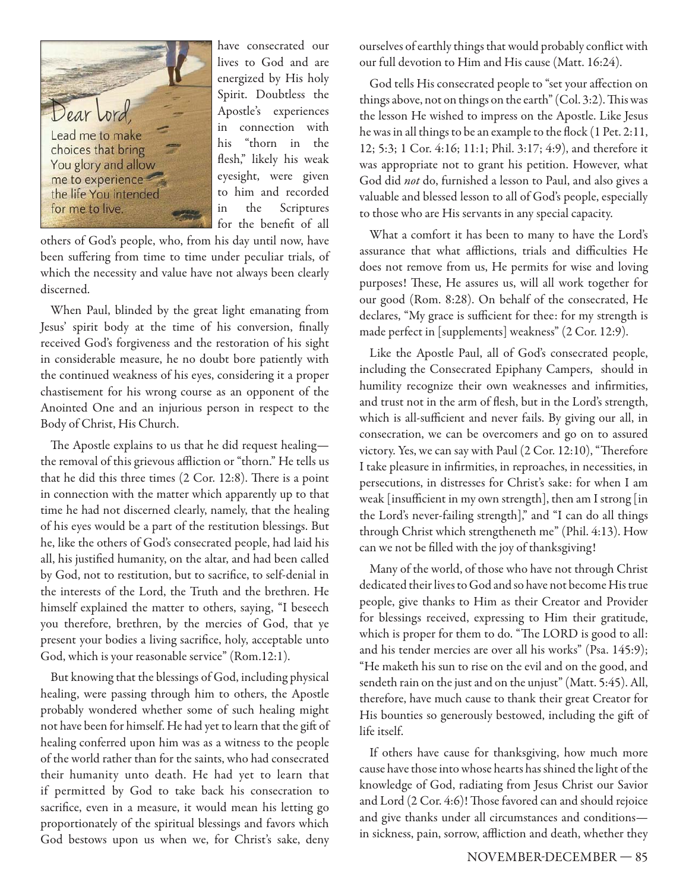have consecrated our lives to God and are energized by His holy Spirit. Doubtless the Apostle's experiences in connection with his "thorn in the flesh," likely his weak eyesight, were given to him and recorded in the Scriptures for the benefit of all others of God's people, who, from his day until now, have been suffering from time to time under peculiar trials, of which the necessity and value have not always been clearly discerned.

When Paul, blinded by the great light emanating from Jesus' spirit body at the time of his conversion, finally received God's forgiveness and the restoration of his sight in considerable measure, he no doubt bore patiently with the continued weakness of his eyes, considering it a proper chastisement for his wrong course as an opponent of the Anointed One and an injurious person in respect to the Body of Christ, His Church.

The Apostle explains to us that he did request healing—the removal of this grievous affliction or "thorn." He tells us that he did this three times (2 Cor. 12:8). There is a point in connection with the matter which apparently up to that time he had not discerned clearly, namely, that the healing of his eyes would be a part of the restitution blessings. But he, like the others of God's consecrated people, had laid his all, his justified humanity, on the altar, and had been called by God, not to restitution, but to sacrifice, to self-denial in the interests of the Lord, the Truth and the brethren. He himself explained the matter to others, saying, "I beseech you therefore, brethren, by the mercies of God, that ye present your bodies a living sacrifice, holy, acceptable unto God, which is your reasonable service" (Rom.12:1).

But knowing that the blessings of God, including physical healing, were passing through him to others, the Apostle probably wondered whether some of such healing might not have been for himself. He had yet to learn that the gift of healing conferred upon him was as a witness to the people of the world rather than for the saints, who had consecrated their humanity unto death. He had yet to learn that if permitted by God to take back his consecration to sacrifice, even in a measure, it would mean his letting go proportionately of the spiritual blessings and favors which God bestows upon us when we, for Christ's sake, deny ourselves of earthly things that would probably conflict with our full devotion to Him and His cause (Matt. 16:24).

God tells His consecrated people to "set your affection on things above, not on things on the earth" (Col. 3:2). This was the lesson He wished to impress on the Apostle. Like Jesus he was in all things to be an example to the flock (1 Pet. 2:11, 12; 5:3; 1 Cor. 4:16; 11:1; Phil. 3:17; 4:9), and therefore it was appropriate not to grant his petition. However, what God did *not* do, furnished a lesson to Paul, and also gives a valuable and blessed lesson to all of God's people, especially to those who are His servants in any special capacity.

What a comfort it has been to many to have the Lord's assurance that what afflictions, trials and difficulties He does not remove from us, He permits for wise and loving purposes! These, He assures us, will all work together for our good (Rom. 8:28). On behalf of the consecrated, He declares, "My grace is sufficient for thee: for my strength is made perfect in [supplements] weakness" (2 Cor. 12:9).

Like the Apostle Paul, all of God's consecrated people, including the Consecrated Epiphany Campers, should in humility recognize their own weaknesses and infirmities, and trust not in the arm of flesh, but in the Lord's strength, which is all-sufficient and never fails. By giving our all, in consecration, we can be overcomers and go on to assured victory. Yes, we can say with Paul (2 Cor. 12:10), "Therefore I take pleasure in infirmities, in reproaches, in necessities, in persecutions, in distresses for Christ's sake: for when I am weak [insufficient in my own strength], then am I strong [in the Lord's never-failing strength]," and "I can do all things through Christ which strengtheneth me" (Phil. 4:13). How can we not be filled with the joy of thanksgiving!

Many of the world, of those who have not through Christ dedicated their lives to God and so have not become His true people, give thanks to Him as their Creator and Provider for blessings received, expressing to Him their gratitude, which is proper for them to do. "The LORD is good to all: and his tender mercies are over all his works" (Psa. 145:9); "He maketh his sun to rise on the evil and on the good, and sendeth rain on the just and on the unjust" (Matt. 5:45). All, therefore, have much cause to thank their great Creator for His bounties so generously bestowed, including the gift of life itself.

If others have cause for thanksgiving, how much more cause have those into whose hearts has shined the light of the knowledge of God, radiating from Jesus Christ our Savior and Lord (2 Cor. 4:6)! Those favored can and should rejoice and give thanks under all circumstances and conditions—in sickness, pain, sorrow, affliction and death, whether they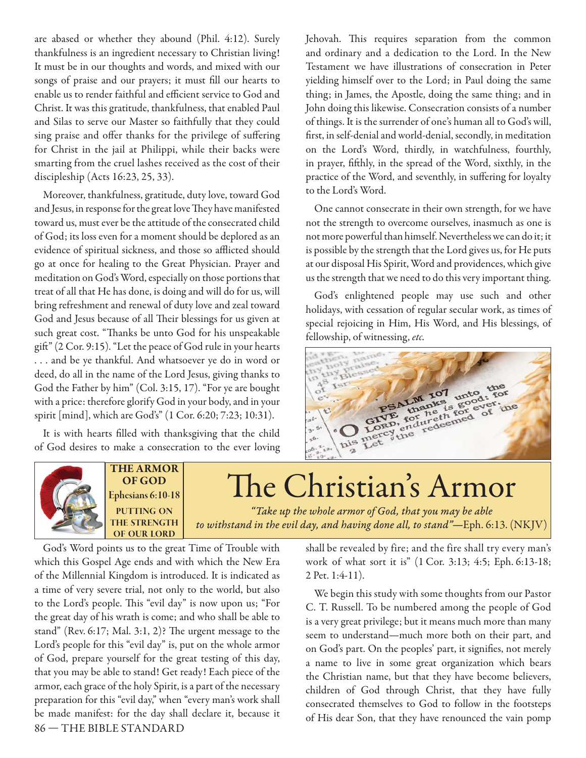are abased or whether they abound (Phil. 4:12). Surely thankfulness is an ingredient necessary to Christian living! It must be in our thoughts and words, and mixed with our songs of praise and our prayers; it must fill our hearts to enable us to render faithful and efficient service to God and Christ. It was this gratitude, thankfulness, that enabled Paul and Silas to serve our Master so faithfully that they could sing praise and offer thanks for the privilege of suffering for Christ in the jail at Philippi, while their backs were smarting from the cruel lashes received as the cost of their discipleship (Acts 16:23, 25, 33).

Moreover, thankfulness, gratitude, duty love, toward God and Jesus, in response for the great love They have manifested toward us, must ever be the attitude of the consecrated child of God; its loss even for a moment should be deplored as an evidence of spiritual sickness, and those so afflicted should go at once for healing to the Great Physician. Prayer and meditation on God's Word, especially on those portions that treat of all that He has done, is doing and will do for us, will bring refreshment and renewal of duty love and zeal toward God and Jesus because of all Their blessings for us given at such great cost. "Thanks be unto God for his unspeakable gift" (2 Cor. 9:15). "Let the peace of God rule in your hearts . . . and be ye thankful. And whatsoever ye do in word or deed, do all in the name of the Lord Jesus, giving thanks to God the Father by him" (Col. 3:15, 17). "For ye are bought with a price: therefore glorify God in your body, and in your spirit [mind], which are God's" (1 Cor. 6:20; 7:23; 10:31).

It is with hearts filled with thanksgiving that the child of God desires to make a consecration to the ever loving Jehovah. This requires separation from the common and ordinary and a dedication to the Lord. In the New Testament we have illustrations of consecration in Peter yielding himself over to the Lord; in Paul doing the same thing; in James, the Apostle, doing the same thing; and in John doing this likewise. Consecration consists of a number of things. It is the surrender of one's human all to God's will, first, in self-denial and world-denial, secondly, in meditation on the Lord's Word, thirdly, in watchfulness, fourthly, in prayer, fifthly, in the spread of the Word, sixthly, in the practice of the Word, and seventhly, in suffering for loyalty to the Lord's Word.

One cannot consecrate in their own strength, for we have not the strength to overcome ourselves, inasmuch as one is not more powerful than himself. Nevertheless we can do it; it is possible by the strength that the Lord gives us, for He puts at our disposal His Spirit, Word and providences, which give us the strength that we need to do this very important thing.

God's enlightened people may use such and other holidays, with cessation of regular secular work, as times of special rejoicing in Him, His Word, and His blessings, of fellowship, of witnessing, *etc.*

**THE ARMOR OF GOD**
**Ephesians 6:10-18**
**PUTTING ON THE STRENGTH OF OUR LORD**

# The Christian's Armor

*"Take up the whole armor of God, that you may be able to withstand in the evil day, and having done all, to stand"*—Eph. 6:13. (NKJV)

God's Word points us to the great Time of Trouble with which this Gospel Age ends and with which the New Era of the Millennial Kingdom is introduced. It is indicated as a time of very severe trial, not only to the world, but also to the Lord's people. This "evil day" is now upon us; "For the great day of his wrath is come; and who shall be able to stand" (Rev. 6:17; Mal. 3:1, 2)? The urgent message to the Lord's people for this "evil day" is, put on the whole armor of God, prepare yourself for the great testing of this day, that you may be able to stand! Get ready! Each piece of the armor, each grace of the holy Spirit, is a part of the necessary preparation for this "evil day," when "every man's work shall be made manifest: for the day shall declare it, because it shall be revealed by fire; and the fire shall try every man's work of what sort it is" (1 Cor. 3:13; 4:5; Eph. 6:13-18; 2 Pet. 1:4-11).

We begin this study with some thoughts from our Pastor C. T. Russell. To be numbered among the people of God is a very great privilege; but it means much more than many seem to understand—much more both on their part, and on God's part. On the peoples' part, it signifies, not merely a name to live in some great organization which bears the Christian name, but that they have become believers, children of God through Christ, that they have fully consecrated themselves to God to follow in the footsteps of His dear Son, that they have renounced the vain pomp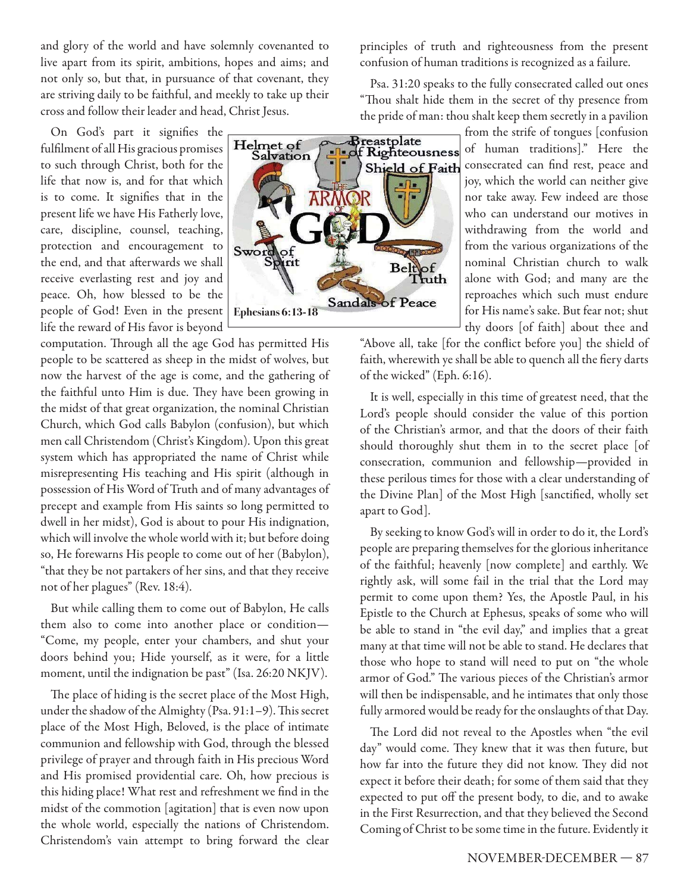and glory of the world and have solemnly covenanted to live apart from its spirit, ambitions, hopes and aims; and not only so, but that, in pursuance of that covenant, they are striving daily to be faithful, and meekly to take up their cross and follow their leader and head, Christ Jesus.

On God's part it signifies the fulfilment of all His gracious promises to such through Christ, both for the life that now is, and for that which is to come. It signifies that in the present life we have His Fatherly love, care, discipline, counsel, teaching, protection and encouragement to the end, and that afterwards we shall receive everlasting rest and joy and peace. Oh, how blessed to be the people of God! Even in the present life the reward of His favor is beyond computation. Through all the age God has permitted His people to be scattered as sheep in the midst of wolves, but now the harvest of the age is come, and the gathering of the faithful unto Him is due. They have been growing in the midst of that great organization, the nominal Christian Church, which God calls Babylon (confusion), but which men call Christendom (Christ's Kingdom). Upon this great system which has appropriated the name of Christ while misrepresenting His teaching and His spirit (although in possession of His Word of Truth and of many advantages of precept and example from His saints so long permitted to dwell in her midst), God is about to pour His indignation, which will involve the whole world with it; but before doing so, He forewarns His people to come out of her (Babylon), "that they be not partakers of her sins, and that they receive not of her plagues" (Rev. 18:4).

But while calling them to come out of Babylon, He calls them also to come into another place or condition—"Come, my people, enter your chambers, and shut your doors behind you; Hide yourself, as it were, for a little moment, until the indignation be past" (Isa. 26:20 NKJV).

The place of hiding is the secret place of the Most High, under the shadow of the Almighty (Psa. 91:1–9). This secret place of the Most High, Beloved, is the place of intimate communion and fellowship with God, through the blessed privilege of prayer and through faith in His precious Word and His promised providential care. Oh, how precious is this hiding place! What rest and refreshment we find in the midst of the commotion [agitation] that is even now upon the whole world, especially the nations of Christendom. Christendom's vain attempt to bring forward the clear principles of truth and righteousness from the present confusion of human traditions is recognized as a failure.

Psa. 31:20 speaks to the fully consecrated called out ones "Thou shalt hide them in the secret of thy presence from the pride of man: thou shalt keep them secretly in a pavilion from the strife of tongues [confusion of human traditions]." Here the consecrated can find rest, peace and joy, which the world can neither give nor take away. Few indeed are those who can understand our motives in withdrawing from the world and from the various organizations of the nominal Christian church to walk alone with God; and many are the reproaches which such must endure for His name's sake. But fear not; shut thy doors [of faith] about thee and "Above all, take [for the conflict before you] the shield of faith, wherewith ye shall be able to quench all the fiery darts of the wicked" (Eph. 6:16).

Ephesians 6:13-18

It is well, especially in this time of greatest need, that the Lord's people should consider the value of this portion of the Christian's armor, and that the doors of their faith should thoroughly shut them in to the secret place [of consecration, communion and fellowship—provided in these perilous times for those with a clear understanding of the Divine Plan] of the Most High [sanctified, wholly set apart to God].

By seeking to know God's will in order to do it, the Lord's people are preparing themselves for the glorious inheritance of the faithful; heavenly [now complete] and earthly. We rightly ask, will some fail in the trial that the Lord may permit to come upon them? Yes, the Apostle Paul, in his Epistle to the Church at Ephesus, speaks of some who will be able to stand in "the evil day," and implies that a great many at that time will not be able to stand. He declares that those who hope to stand will need to put on "the whole armor of God." The various pieces of the Christian's armor will then be indispensable, and he intimates that only those fully armored would be ready for the onslaughts of that Day.

The Lord did not reveal to the Apostles when "the evil day" would come. They knew that it was then future, but how far into the future they did not know. They did not expect it before their death; for some of them said that they expected to put off the present body, to die, and to awake in the First Resurrection, and that they believed the Second Coming of Christ to be some time in the future. Evidently it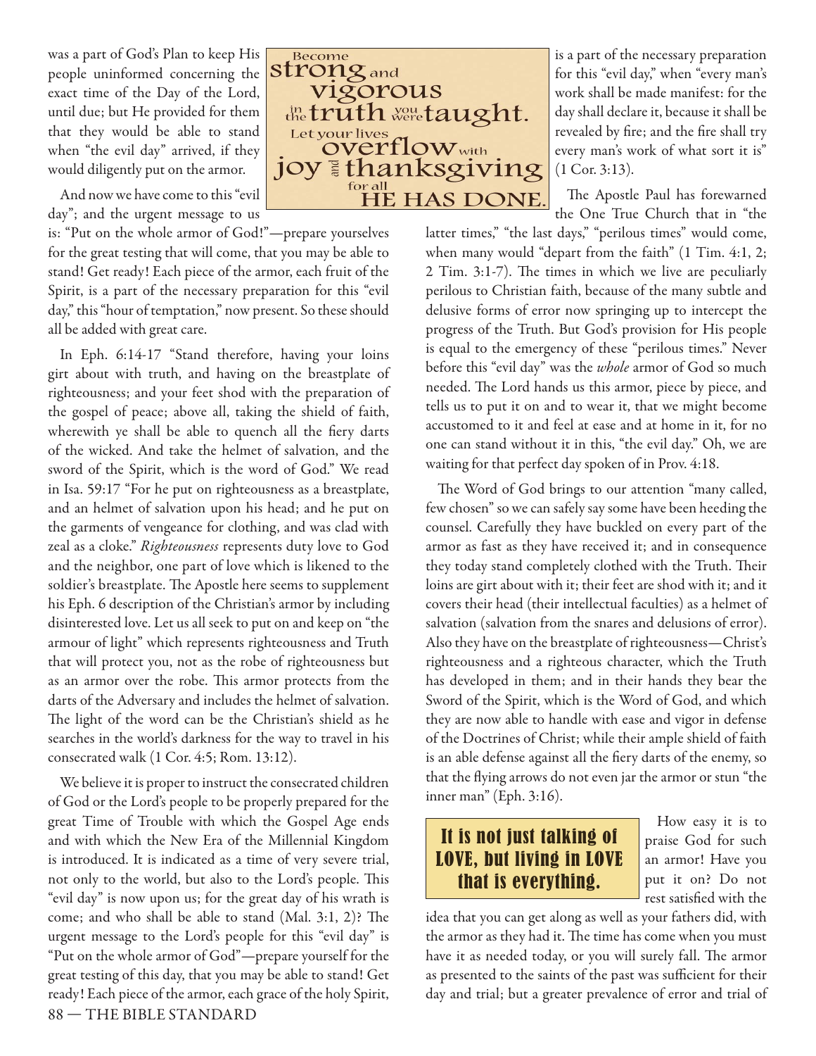was a part of God's Plan to keep His people uninformed concerning the exact time of the Day of the Lord, until due; but He provided for them that they would be able to stand when "the evil day" arrived, if they would diligently put on the armor.

And now we have come to this "evil day"; and the urgent message to us is: "Put on the whole armor of God!"—prepare yourselves for the great testing that will come, that you may be able to stand! Get ready! Each piece of the armor, each fruit of the Spirit, is a part of the necessary preparation for this "evil day," this "hour of temptation," now present. So these should all be added with great care.

**Become strong and vigorous in the truth you were taught. Let your lives overflow with joy and thanksgiving for all HE HAS DONE.**

In Eph. 6:14-17 "Stand therefore, having your loins girt about with truth, and having on the breastplate of righteousness; and your feet shod with the preparation of the gospel of peace; above all, taking the shield of faith, wherewith ye shall be able to quench all the fiery darts of the wicked. And take the helmet of salvation, and the sword of the Spirit, which is the word of God." We read in Isa. 59:17 "For he put on righteousness as a breastplate, and an helmet of salvation upon his head; and he put on the garments of vengeance for clothing, and was clad with zeal as a cloke." *Righteousness* represents duty love to God and the neighbor, one part of love which is likened to the soldier's breastplate. The Apostle here seems to supplement his Eph. 6 description of the Christian's armor by including disinterested love. Let us all seek to put on and keep on "the armour of light" which represents righteousness and Truth that will protect you, not as the robe of righteousness but as an armor over the robe. This armor protects from the darts of the Adversary and includes the helmet of salvation. The light of the word can be the Christian's shield as he searches in the world's darkness for the way to travel in his consecrated walk (1 Cor. 4:5; Rom. 13:12).

We believe it is proper to instruct the consecrated children of God or the Lord's people to be properly prepared for the great Time of Trouble with which the Gospel Age ends and with which the New Era of the Millennial Kingdom is introduced. It is indicated as a time of very severe trial, not only to the world, but also to the Lord's people. This "evil day" is now upon us; for the great day of his wrath is come; and who shall be able to stand (Mal. 3:1, 2)? The urgent message to the Lord's people for this "evil day" is "Put on the whole armor of God"—prepare yourself for the great testing of this day, that you may be able to stand! Get ready! Each piece of the armor, each grace of the holy Spirit, is a part of the necessary preparation for this "evil day," when "every man's work shall be made manifest: for the day shall declare it, because it shall be revealed by fire; and the fire shall try every man's work of what sort it is" (1 Cor. 3:13).

The Apostle Paul has forewarned the One True Church that in "the latter times," "the last days," "perilous times" would come, when many would "depart from the faith" (1 Tim. 4:1, 2; 2 Tim. 3:1-7). The times in which we live are peculiarly perilous to Christian faith, because of the many subtle and delusive forms of error now springing up to intercept the progress of the Truth. But God's provision for His people is equal to the emergency of these "perilous times." Never before this "evil day" was the *whole* armor of God so much needed. The Lord hands us this armor, piece by piece, and tells us to put it on and to wear it, that we might become accustomed to it and feel at ease and at home in it, for no one can stand without it in this, "the evil day." Oh, we are waiting for that perfect day spoken of in Prov. 4:18.

The Word of God brings to our attention "many called, few chosen" so we can safely say some have been heeding the counsel. Carefully they have buckled on every part of the armor as fast as they have received it; and in consequence they today stand completely clothed with the Truth. Their loins are girt about with it; their feet are shod with it; and it covers their head (their intellectual faculties) as a helmet of salvation (salvation from the snares and delusions of error). Also they have on the breastplate of righteousness—Christ's righteousness and a righteous character, which the Truth has developed in them; and in their hands they bear the Sword of the Spirit, which is the Word of God, and which they are now able to handle with ease and vigor in defense of the Doctrines of Christ; while their ample shield of faith is an able defense against all the fiery darts of the enemy, so that the flying arrows do not even jar the armor or stun "the inner man" (Eph. 3:16).

**It is not just talking of LOVE, but living in LOVE that is everything.**

How easy it is to praise God for such an armor! Have you put it on? Do not rest satisfied with the idea that you can get along as well as your fathers did, with the armor as they had it. The time has come when you must have it as needed today, or you will surely fall. The armor as presented to the saints of the past was sufficient for their day and trial; but a greater prevalence of error and trial of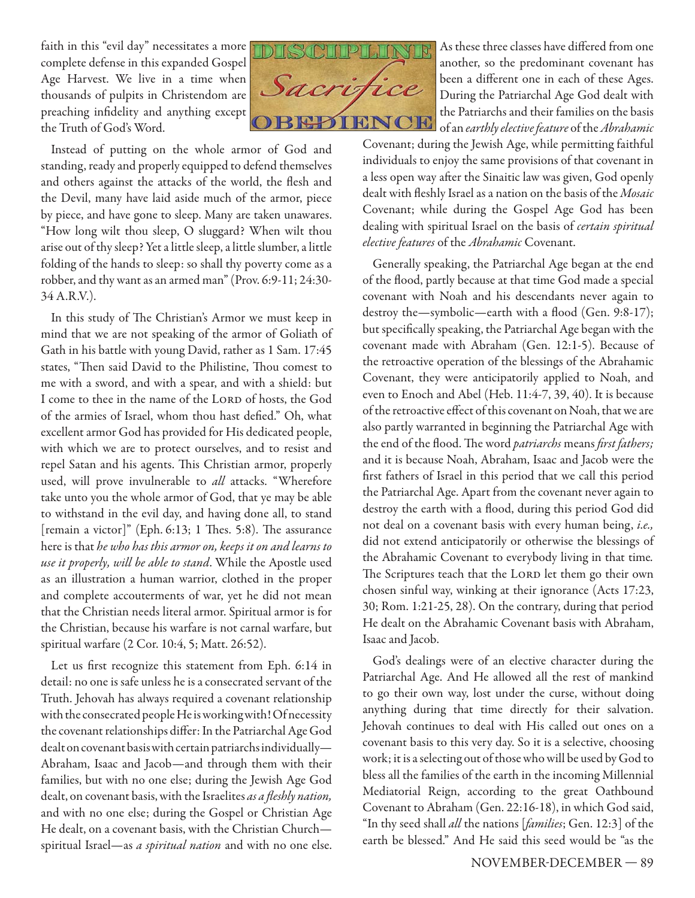faith in this "evil day" necessitates a more complete defense in this expanded Gospel Age Harvest. We live in a time when thousands of pulpits in Christendom are preaching infidelity and anything except the Truth of God's Word.

Instead of putting on the whole armor of God and standing, ready and properly equipped to defend themselves and others against the attacks of the world, the flesh and the Devil, many have laid aside much of the armor, piece by piece, and have gone to sleep. Many are taken unawares. "How long wilt thou sleep, O sluggard? When wilt thou arise out of thy sleep? Yet a little sleep, a little slumber, a little folding of the hands to sleep: so shall thy poverty come as a robber, and thy want as an armed man" (Prov. 6:9-11; 24:30-34 A.R.V.).

In this study of The Christian's Armor we must keep in mind that we are not speaking of the armor of Goliath of Gath in his battle with young David, rather as 1 Sam. 17:45 states, "Then said David to the Philistine, Thou comest to me with a sword, and with a spear, and with a shield: but I come to thee in the name of the LORD of hosts, the God of the armies of Israel, whom thou hast defied." Oh, what excellent armor God has provided for His dedicated people, with which we are to protect ourselves, and to resist and repel Satan and his agents. This Christian armor, properly used, will prove invulnerable to *all* attacks. "Wherefore take unto you the whole armor of God, that ye may be able to withstand in the evil day, and having done all, to stand [remain a victor]" (Eph. 6:13; 1 Thes. 5:8). The assurance here is that *he who has this armor on, keeps it on and learns to use it properly, will be able to stand*. While the Apostle used as an illustration a human warrior, clothed in the proper and complete accouterments of war, yet he did not mean that the Christian needs literal armor. Spiritual armor is for the Christian, because his warfare is not carnal warfare, but spiritual warfare (2 Cor. 10:4, 5; Matt. 26:52).

Let us first recognize this statement from Eph. 6:14 in detail: no one is safe unless he is a consecrated servant of the Truth. Jehovah has always required a covenant relationship with the consecrated people He is working with! Of necessity the covenant relationships differ: In the Patriarchal Age God dealt on covenant basis with certain patriarchs individually—Abraham, Isaac and Jacob—and through them with their families, but with no one else; during the Jewish Age God dealt, on covenant basis, with the Israelites *as a fleshly nation,* and with no one else; during the Gospel or Christian Age He dealt, on a covenant basis, with the Christian Church—spiritual Israel—as *a spiritual nation* and with no one else.

DISCIPLINE

*Sacrifice*

OBEDIENCE

As these three classes have differed from one another, so the predominant covenant has been a different one in each of these Ages. During the Patriarchal Age God dealt with the Patriarchs and their families on the basis of an *earthly elective feature* of the *Abrahamic* Covenant; during the Jewish Age, while permitting faithful individuals to enjoy the same provisions of that covenant in a less open way after the Sinaitic law was given, God openly dealt with fleshly Israel as a nation on the basis of the *Mosaic* Covenant; while during the Gospel Age God has been dealing with spiritual Israel on the basis of *certain spiritual elective features* of the *Abrahamic* Covenant.

Generally speaking, the Patriarchal Age began at the end of the flood, partly because at that time God made a special covenant with Noah and his descendants never again to destroy the—symbolic—earth with a flood (Gen. 9:8-17); but specifically speaking, the Patriarchal Age began with the covenant made with Abraham (Gen. 12:1-5). Because of the retroactive operation of the blessings of the Abrahamic Covenant, they were anticipatorily applied to Noah, and even to Enoch and Abel (Heb. 11:4-7, 39, 40). It is because of the retroactive effect of this covenant on Noah, that we are also partly warranted in beginning the Patriarchal Age with the end of the flood. The word *patriarchs* means *first fathers;* and it is because Noah, Abraham, Isaac and Jacob were the first fathers of Israel in this period that we call this period the Patriarchal Age. Apart from the covenant never again to destroy the earth with a flood, during this period God did not deal on a covenant basis with every human being, *i.e.,* did not extend anticipatorily or otherwise the blessings of the Abrahamic Covenant to everybody living in that time. The Scriptures teach that the LORD let them go their own chosen sinful way, winking at their ignorance (Acts 17:23, 30; Rom. 1:21-25, 28). On the contrary, during that period He dealt on the Abrahamic Covenant basis with Abraham, Isaac and Jacob.

God's dealings were of an elective character during the Patriarchal Age. And He allowed all the rest of mankind to go their own way, lost under the curse, without doing anything during that time directly for their salvation. Jehovah continues to deal with His called out ones on a covenant basis to this very day. So it is a selective, choosing work; it is a selecting out of those who will be used by God to bless all the families of the earth in the incoming Millennial Mediatorial Reign, according to the great Oathbound Covenant to Abraham (Gen. 22:16-18), in which God said, "In thy seed shall *all* the nations [*families*; Gen. 12:3] of the earth be blessed." And He said this seed would be "as the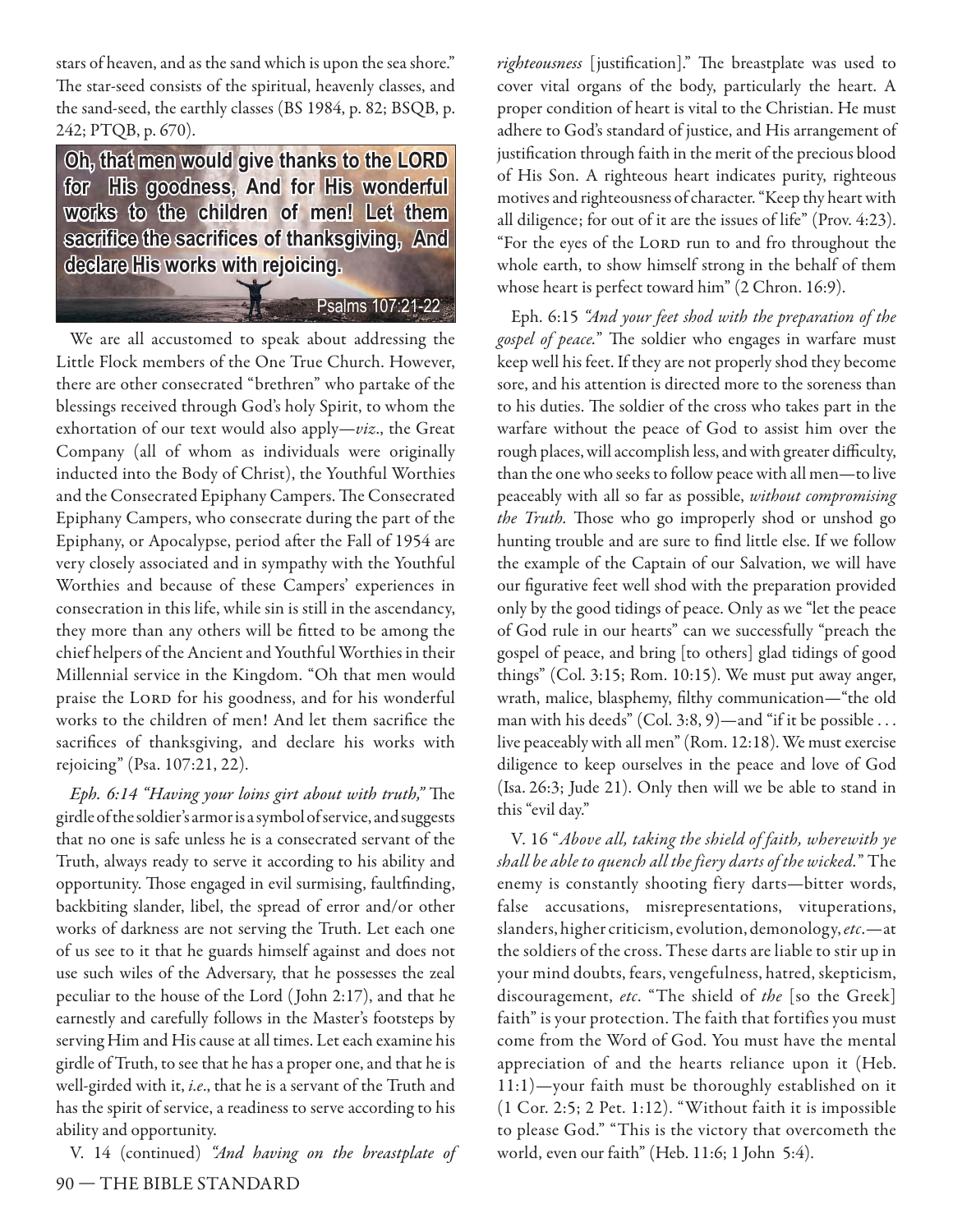stars of heaven, and as the sand which is upon the sea shore." The star-seed consists of the spiritual, heavenly classes, and the sand-seed, the earthly classes (BS 1984, p. 82; BSQB, p. 242; PTQB, p. 670).

**Oh, that men would give thanks to the LORD for His goodness, And for His wonderful works to the children of men! Let them sacrifice the sacrifices of thanksgiving, And declare His works with rejoicing.**

Psalms 107:21-22

We are all accustomed to speak about addressing the Little Flock members of the One True Church. However, there are other consecrated "brethren" who partake of the blessings received through God's holy Spirit, to whom the exhortation of our text would also apply—*viz*., the Great Company (all of whom as individuals were originally inducted into the Body of Christ), the Youthful Worthies and the Consecrated Epiphany Campers. The Consecrated Epiphany Campers, who consecrate during the part of the Epiphany, or Apocalypse, period after the Fall of 1954 are very closely associated and in sympathy with the Youthful Worthies and because of these Campers' experiences in consecration in this life, while sin is still in the ascendancy, they more than any others will be fitted to be among the chief helpers of the Ancient and Youthful Worthies in their Millennial service in the Kingdom. "Oh that men would praise the LORD for his goodness, and for his wonderful works to the children of men! And let them sacrifice the sacrifices of thanksgiving, and declare his works with rejoicing" (Psa. 107:21, 22).

*Eph. 6:14 "Having your loins girt about with truth,"* The girdle of the soldier's armor is a symbol of service, and suggests that no one is safe unless he is a consecrated servant of the Truth, always ready to serve it according to his ability and opportunity. Those engaged in evil surmising, faultfinding, backbiting slander, libel, the spread of error and/or other works of darkness are not serving the Truth. Let each one of us see to it that he guards himself against and does not use such wiles of the Adversary, that he possesses the zeal peculiar to the house of the Lord (John 2:17), and that he earnestly and carefully follows in the Master's footsteps by serving Him and His cause at all times. Let each examine his girdle of Truth, to see that he has a proper one, and that he is well-girded with it, *i.e*., that he is a servant of the Truth and has the spirit of service, a readiness to serve according to his ability and opportunity.

V. 14 (continued) *"And having on the breastplate of righteousness* [justification]." The breastplate was used to cover vital organs of the body, particularly the heart. A proper condition of heart is vital to the Christian. He must adhere to God's standard of justice, and His arrangement of justification through faith in the merit of the precious blood of His Son. A righteous heart indicates purity, righteous motives and righteousness of character. "Keep thy heart with all diligence; for out of it are the issues of life" (Prov. 4:23). "For the eyes of the LORD run to and fro throughout the whole earth, to show himself strong in the behalf of them whose heart is perfect toward him" (2 Chron. 16:9).

Eph. 6:15 *"And your feet shod with the preparation of the gospel of peace."* The soldier who engages in warfare must keep well his feet. If they are not properly shod they become sore, and his attention is directed more to the soreness than to his duties. The soldier of the cross who takes part in the warfare without the peace of God to assist him over the rough places, will accomplish less, and with greater difficulty, than the one who seeks to follow peace with all men—to live peaceably with all so far as possible, *without compromising the Truth*. Those who go improperly shod or unshod go hunting trouble and are sure to find little else. If we follow the example of the Captain of our Salvation, we will have our figurative feet well shod with the preparation provided only by the good tidings of peace. Only as we "let the peace of God rule in our hearts" can we successfully "preach the gospel of peace, and bring [to others] glad tidings of good things" (Col. 3:15; Rom. 10:15). We must put away anger, wrath, malice, blasphemy, filthy communication—"the old man with his deeds" (Col. 3:8, 9)—and "if it be possible . . . live peaceably with all men" (Rom. 12:18). We must exercise diligence to keep ourselves in the peace and love of God (Isa. 26:3; Jude 21). Only then will we be able to stand in this "evil day."

V. 16 "*Above all, taking the shield of faith, wherewith ye shall be able to quench all the fiery darts of the wicked.*" The enemy is constantly shooting fiery darts—bitter words, false accusations, misrepresentations, vituperations, slanders, higher criticism, evolution, demonology, *etc*.—at the soldiers of the cross. These darts are liable to stir up in your mind doubts, fears, vengefulness, hatred, skepticism, discouragement, *etc*. "The shield of *the* [so the Greek] faith" is your protection. The faith that fortifies you must come from the Word of God. You must have the mental appreciation of and the hearts reliance upon it (Heb. 11:1)—your faith must be thoroughly established on it (1 Cor. 2:5; 2 Pet. 1:12). "Without faith it is impossible to please God." "This is the victory that overcometh the world, even our faith" (Heb. 11:6; 1 John 5:4).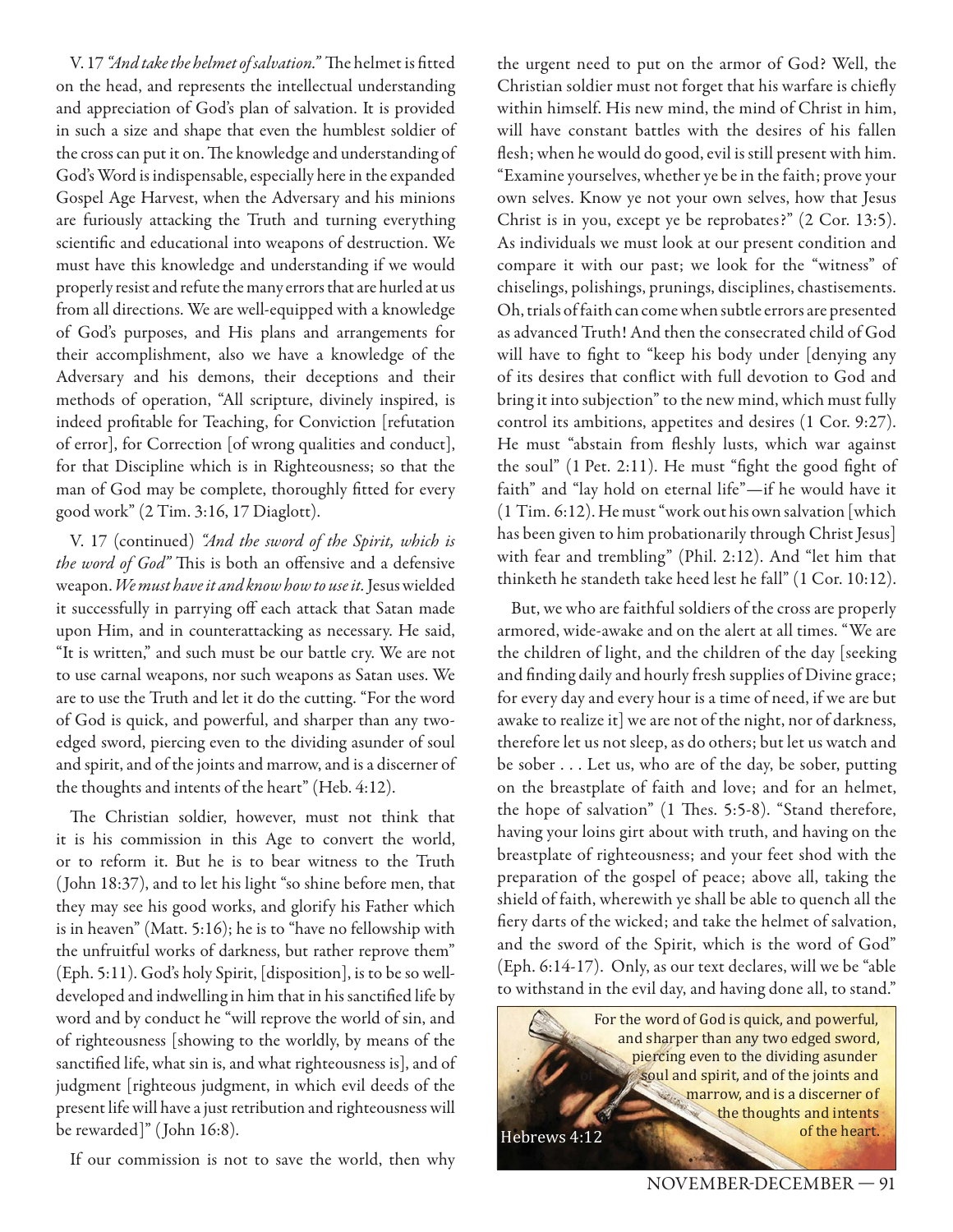V. 17 *"And take the helmet of salvation."* The helmet is fitted on the head, and represents the intellectual understanding and appreciation of God's plan of salvation. It is provided in such a size and shape that even the humblest soldier of the cross can put it on. The knowledge and understanding of God's Word is indispensable, especially here in the expanded Gospel Age Harvest, when the Adversary and his minions are furiously attacking the Truth and turning everything scientific and educational into weapons of destruction. We must have this knowledge and understanding if we would properly resist and refute the many errors that are hurled at us from all directions. We are well-equipped with a knowledge of God's purposes, and His plans and arrangements for their accomplishment, also we have a knowledge of the Adversary and his demons, their deceptions and their methods of operation, "All scripture, divinely inspired, is indeed profitable for Teaching, for Conviction [refutation of error], for Correction [of wrong qualities and conduct], for that Discipline which is in Righteousness; so that the man of God may be complete, thoroughly fitted for every good work" (2 Tim. 3:16, 17 Diaglott).

V. 17 (continued) *"And the sword of the Spirit, which is the word of God"* This is both an offensive and a defensive weapon. *We must have it and know how to use it.* Jesus wielded it successfully in parrying off each attack that Satan made upon Him, and in counterattacking as necessary. He said, "It is written," and such must be our battle cry. We are not to use carnal weapons, nor such weapons as Satan uses. We are to use the Truth and let it do the cutting. "For the word of God is quick, and powerful, and sharper than any two-edged sword, piercing even to the dividing asunder of soul and spirit, and of the joints and marrow, and is a discerner of the thoughts and intents of the heart" (Heb. 4:12).

The Christian soldier, however, must not think that it is his commission in this Age to convert the world, or to reform it. But he is to bear witness to the Truth (John 18:37), and to let his light "so shine before men, that they may see his good works, and glorify his Father which is in heaven" (Matt. 5:16); he is to "have no fellowship with the unfruitful works of darkness, but rather reprove them" (Eph. 5:11). God's holy Spirit, [disposition], is to be so well-developed and indwelling in him that in his sanctified life by word and by conduct he "will reprove the world of sin, and of righteousness [showing to the worldly, by means of the sanctified life, what sin is, and what righteousness is], and of judgment [righteous judgment, in which evil deeds of the present life will have a just retribution and righteousness will be rewarded]" (John 16:8).

If our commission is not to save the world, then why the urgent need to put on the armor of God? Well, the Christian soldier must not forget that his warfare is chiefly within himself. His new mind, the mind of Christ in him, will have constant battles with the desires of his fallen flesh; when he would do good, evil is still present with him. "Examine yourselves, whether ye be in the faith; prove your own selves. Know ye not your own selves, how that Jesus Christ is in you, except ye be reprobates?" (2 Cor. 13:5). As individuals we must look at our present condition and compare it with our past; we look for the "witness" of chiselings, polishings, prunings, disciplines, chastisements. Oh, trials of faith can come when subtle errors are presented as advanced Truth! And then the consecrated child of God will have to fight to "keep his body under [denying any of its desires that conflict with full devotion to God and bring it into subjection" to the new mind, which must fully control its ambitions, appetites and desires (1 Cor. 9:27). He must "abstain from fleshly lusts, which war against the soul" (1 Pet. 2:11). He must "fight the good fight of faith" and "lay hold on eternal life"—if he would have it (1 Tim. 6:12). He must "work out his own salvation [which has been given to him probationarily through Christ Jesus] with fear and trembling" (Phil. 2:12). And "let him that thinketh he standeth take heed lest he fall" (1 Cor. 10:12).

But, we who are faithful soldiers of the cross are properly armored, wide-awake and on the alert at all times. "We are the children of light, and the children of the day [seeking and finding daily and hourly fresh supplies of Divine grace; for every day and every hour is a time of need, if we are but awake to realize it] we are not of the night, nor of darkness, therefore let us not sleep, as do others; but let us watch and be sober . . . Let us, who are of the day, be sober, putting on the breastplate of faith and love; and for an helmet, the hope of salvation" (1 Thes. 5:5-8). "Stand therefore, having your loins girt about with truth, and having on the breastplate of righteousness; and your feet shod with the preparation of the gospel of peace; above all, taking the shield of faith, wherewith ye shall be able to quench all the fiery darts of the wicked; and take the helmet of salvation, and the sword of the Spirit, which is the word of God" (Eph. 6:14-17). Only, as our text declares, will we be "able to withstand in the evil day, and having done all, to stand."

For the word of God is quick, and powerful, and sharper than any two edged sword, piercing even to the dividing asunder of soul and spirit, and of the joints and marrow, and is a discerner of the thoughts and intents of the heart.

Hebrews 4:12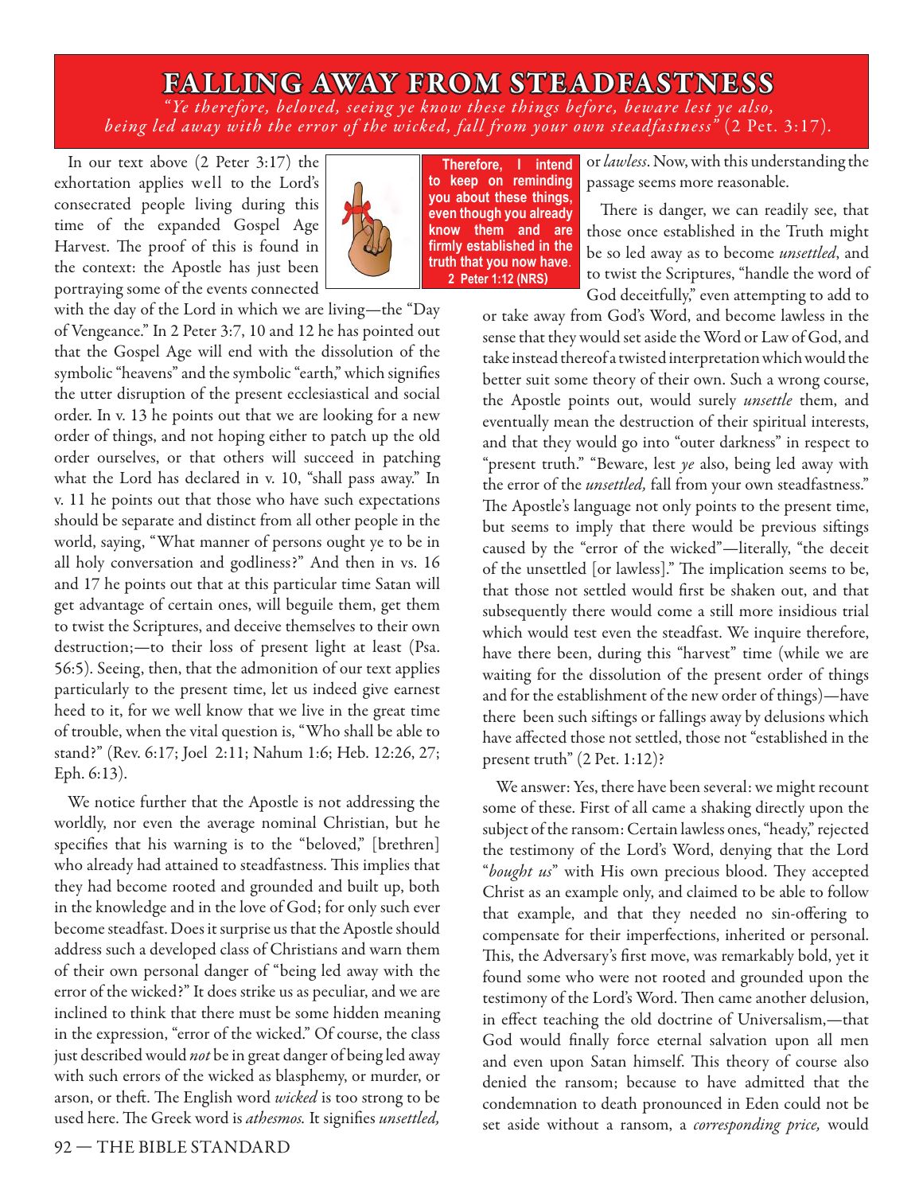# FALLING AWAY FROM STEADFASTNESS

*"Ye therefore, beloved, seeing ye know these things before, beware lest ye also, being led away with the error of the wicked, fall from your own steadfastness"* (2 Pet. 3:17).

**Therefore, I intend to keep on reminding you about these things, even though you already know them and are firmly established in the truth that you now have. 2 Peter 1:12 (NRS)**

In our text above (2 Peter 3:17) the exhortation applies well to the Lord's consecrated people living during this time of the expanded Gospel Age Harvest. The proof of this is found in the context: the Apostle has just been portraying some of the events connected with the day of the Lord in which we are living—the "Day of Vengeance." In 2 Peter 3:7, 10 and 12 he has pointed out that the Gospel Age will end with the dissolution of the symbolic "heavens" and the symbolic "earth," which signifies the utter disruption of the present ecclesiastical and social order. In v. 13 he points out that we are looking for a new order of things, and not hoping either to patch up the old order ourselves, or that others will succeed in patching what the Lord has declared in v. 10, "shall pass away." In v. 11 he points out that those who have such expectations should be separate and distinct from all other people in the world, saying, "What manner of persons ought ye to be in all holy conversation and godliness?" And then in vs. 16 and 17 he points out that at this particular time Satan will get advantage of certain ones, will beguile them, get them to twist the Scriptures, and deceive themselves to their own destruction;—to their loss of present light at least (Psa. 56:5). Seeing, then, that the admonition of our text applies particularly to the present time, let us indeed give earnest heed to it, for we well know that we live in the great time of trouble, when the vital question is, "Who shall be able to stand?" (Rev. 6:17; Joel 2:11; Nahum 1:6; Heb. 12:26, 27; Eph. 6:13).

We notice further that the Apostle is not addressing the worldly, nor even the average nominal Christian, but he specifies that his warning is to the "beloved," [brethren] who already had attained to steadfastness. This implies that they had become rooted and grounded and built up, both in the knowledge and in the love of God; for only such ever become steadfast. Does it surprise us that the Apostle should address such a developed class of Christians and warn them of their own personal danger of "being led away with the error of the wicked?" It does strike us as peculiar, and we are inclined to think that there must be some hidden meaning in the expression, "error of the wicked." Of course, the class just described would *not* be in great danger of being led away with such errors of the wicked as blasphemy, or murder, or arson, or theft. The English word *wicked* is too strong to be used here. The Greek word is *athesmos.* It signifies *unsettled,* or *lawless*. Now, with this understanding the passage seems more reasonable.

There is danger, we can readily see, that those once established in the Truth might be so led away as to become *unsettled*, and to twist the Scriptures, "handle the word of God deceitfully," even attempting to add to or take away from God's Word, and become lawless in the sense that they would set aside the Word or Law of God, and take instead thereof a twisted interpretation which would the better suit some theory of their own. Such a wrong course, the Apostle points out, would surely *unsettle* them, and eventually mean the destruction of their spiritual interests, and that they would go into "outer darkness" in respect to "present truth." "Beware, lest *ye* also, being led away with the error of the *unsettled,* fall from your own steadfastness." The Apostle's language not only points to the present time, but seems to imply that there would be previous siftings caused by the "error of the wicked"—literally, "the deceit of the unsettled [or lawless]." The implication seems to be, that those not settled would first be shaken out, and that subsequently there would come a still more insidious trial which would test even the steadfast. We inquire therefore, have there been, during this "harvest" time (while we are waiting for the dissolution of the present order of things and for the establishment of the new order of things)—have there been such siftings or fallings away by delusions which have affected those not settled, those not "established in the present truth" (2 Pet. 1:12)?

We answer: Yes, there have been several: we might recount some of these. First of all came a shaking directly upon the subject of the ransom: Certain lawless ones, "heady," rejected the testimony of the Lord's Word, denying that the Lord "*bought us*" with His own precious blood. They accepted Christ as an example only, and claimed to be able to follow that example, and that they needed no sin-offering to compensate for their imperfections, inherited or personal. This, the Adversary's first move, was remarkably bold, yet it found some who were not rooted and grounded upon the testimony of the Lord's Word. Then came another delusion, in effect teaching the old doctrine of Universalism,—that God would finally force eternal salvation upon all men and even upon Satan himself. This theory of course also denied the ransom; because to have admitted that the condemnation to death pronounced in Eden could not be set aside without a ransom, a *corresponding price,* would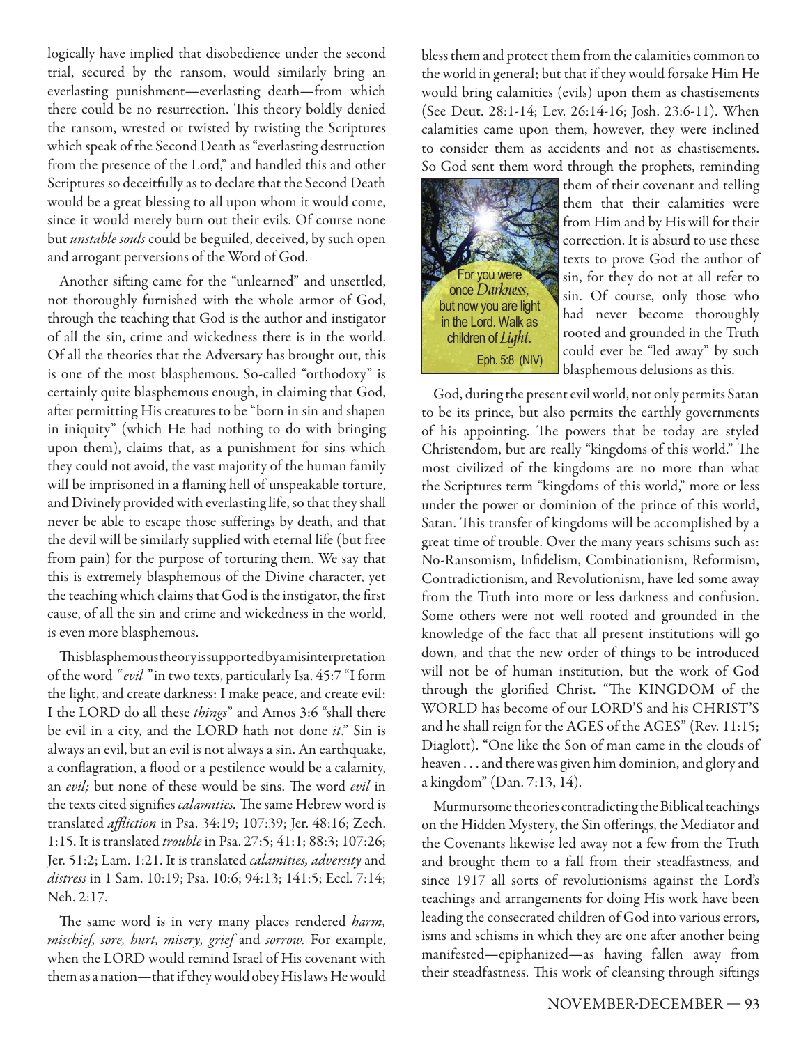logically have implied that disobedience under the second trial, secured by the ransom, would similarly bring an everlasting punishment—everlasting death—from which there could be no resurrection. This theory boldly denied the ransom, wrested or twisted by twisting the Scriptures which speak of the Second Death as "everlasting destruction from the presence of the Lord," and handled this and other Scriptures so deceitfully as to declare that the Second Death would be a great blessing to all upon whom it would come, since it would merely burn out their evils. Of course none but *unstable souls* could be beguiled, deceived, by such open and arrogant perversions of the Word of God.

Another sifting came for the "unlearned" and unsettled, not thoroughly furnished with the whole armor of God, through the teaching that God is the author and instigator of all the sin, crime and wickedness there is in the world. Of all the theories that the Adversary has brought out, this is one of the most blasphemous. So-called "orthodoxy" is certainly quite blasphemous enough, in claiming that God, after permitting His creatures to be "born in sin and shapen in iniquity" (which He had nothing to do with bringing upon them), claims that, as a punishment for sins which they could not avoid, the vast majority of the human family will be imprisoned in a flaming hell of unspeakable torture, and Divinely provided with everlasting life, so that they shall never be able to escape those sufferings by death, and that the devil will be similarly supplied with eternal life (but free from pain) for the purpose of torturing them. We say that this is extremely blasphemous of the Divine character, yet the teaching which claims that God is the instigator, the first cause, of all the sin and crime and wickedness in the world, is even more blasphemous.

This blasphemous theory is supported by a misinterpretation of the word *"evil"* in two texts, particularly Isa. 45:7 "I form the light, and create darkness: I make peace, and create evil: I the LORD do all these *things*" and Amos 3:6 "shall there be evil in a city, and the LORD hath not done *it*." Sin is always an evil, but an evil is not always a sin. An earthquake, a conflagration, a flood or a pestilence would be a calamity, an *evil;* but none of these would be sins. The word *evil* in the texts cited signifies *calamities.* The same Hebrew word is translated *affliction* in Psa. 34:19; 107:39; Jer. 48:16; Zech. 1:15. It is translated *trouble* in Psa. 27:5; 41:1; 88:3; 107:26; Jer. 51:2; Lam. 1:21. It is translated *calamities, adversity* and *distress* in 1 Sam. 10:19; Psa. 10:6; 94:13; 141:5; Eccl. 7:14; Neh. 2:17.

The same word is in very many places rendered *harm, mischief, sore, hurt, misery, grief* and *sorrow.* For example, when the LORD would remind Israel of His covenant with them as a nation—that if they would obey His laws He would bless them and protect them from the calamities common to the world in general; but that if they would forsake Him He would bring calamities (evils) upon them as chastisements (See Deut. 28:1-14; Lev. 26:14-16; Josh. 23:6-11). When calamities came upon them, however, they were inclined to consider them as accidents and not as chastisements. So God sent them word through the prophets, reminding them of their covenant and telling them that their calamities were from Him and by His will for their correction. It is absurd to use these texts to prove God the author of sin, for they do not at all refer to sin. Of course, only those who had never become thoroughly rooted and grounded in the Truth could ever be "led away" by such blasphemous delusions as this.

For you were once *Darkness*, but now you are light in the Lord. Walk as children of *Light*. Eph. 5:8 (NIV)

God, during the present evil world, not only permits Satan to be its prince, but also permits the earthly governments of his appointing. The powers that be today are styled Christendom, but are really "kingdoms of this world." The most civilized of the kingdoms are no more than what the Scriptures term "kingdoms of this world," more or less under the power or dominion of the prince of this world, Satan. This transfer of kingdoms will be accomplished by a great time of trouble. Over the many years schisms such as: No-Ransomism, Infidelism, Combinationism, Reformism, Contradictionism, and Revolutionism, have led some away from the Truth into more or less darkness and confusion. Some others were not well rooted and grounded in the knowledge of the fact that all present institutions will go down, and that the new order of things to be introduced will not be of human institution, but the work of God through the glorified Christ. "The KINGDOM of the WORLD has become of our LORD'S and his CHRIST'S and he shall reign for the AGES of the AGES" (Rev. 11:15; Diaglott). "One like the Son of man came in the clouds of heaven . . . and there was given him dominion, and glory and a kingdom" (Dan. 7:13, 14).

Murmursome theories contradicting the Biblical teachings on the Hidden Mystery, the Sin offerings, the Mediator and the Covenants likewise led away not a few from the Truth and brought them to a fall from their steadfastness, and since 1917 all sorts of revolutionisms against the Lord's teachings and arrangements for doing His work have been leading the consecrated children of God into various errors, isms and schisms in which they are one after another being manifested—epiphanized—as having fallen away from their steadfastness. This work of cleansing through siftings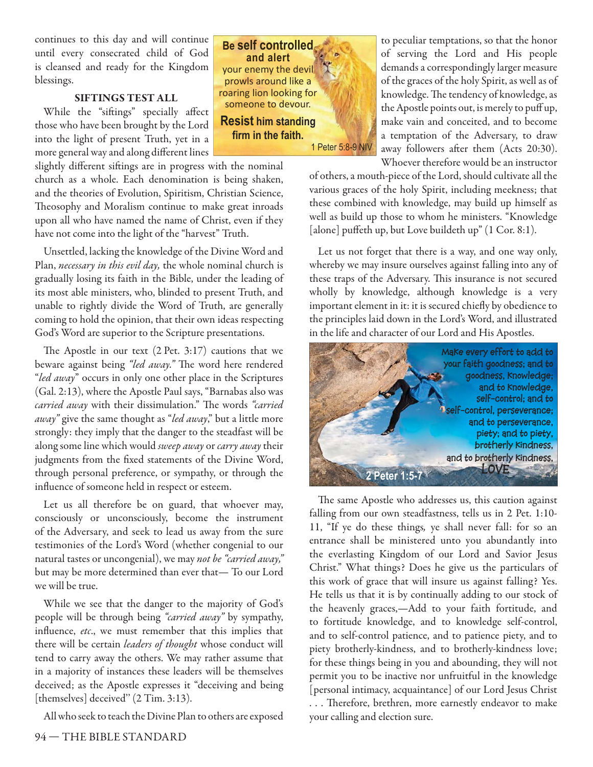continues to this day and will continue until every consecrated child of God is cleansed and ready for the Kingdom blessings.

### SIFTINGS TEST ALL

While the "siftings" specially affect those who have been brought by the Lord into the light of present Truth, yet in a more general way and along different lines slightly different siftings are in progress with the nominal church as a whole. Each denomination is being shaken, and the theories of Evolution, Spiritism, Christian Science, Theosophy and Moralism continue to make great inroads upon all who have named the name of Christ, even if they have not come into the light of the "harvest" Truth.

**Be self controlled and alert** your enemy the devil prowls around like a roaring lion looking for someone to devour. **Resist him standing firm in the faith.** 1 Peter 5:8-9 NIV

Unsettled, lacking the knowledge of the Divine Word and Plan, *necessary in this evil day,* the whole nominal church is gradually losing its faith in the Bible, under the leading of its most able ministers, who, blinded to present Truth, and unable to rightly divide the Word of Truth, are generally coming to hold the opinion, that their own ideas respecting God's Word are superior to the Scripture presentations.

The Apostle in our text (2 Pet. 3:17) cautions that we beware against being *"led away."* The word here rendered "*led away*" occurs in only one other place in the Scriptures (Gal. 2:13), where the Apostle Paul says, "Barnabas also was *carried away* with their dissimulation." The words *"carried away"* give the same thought as "*led away*," but a little more strongly: they imply that the danger to the steadfast will be along some line which would *sweep away* or *carry away* their judgments from the fixed statements of the Divine Word, through personal preference, or sympathy, or through the influence of someone held in respect or esteem.

Let us all therefore be on guard, that whoever may, consciously or unconsciously, become the instrument of the Adversary, and seek to lead us away from the sure testimonies of the Lord's Word (whether congenial to our natural tastes or uncongenial), we may *not be "carried away,"* but may be more determined than ever that— To our Lord we will be true.

While we see that the danger to the majority of God's people will be through being *"carried away"* by sympathy, influence, *etc*., we must remember that this implies that there will be certain *leaders of thought* whose conduct will tend to carry away the others. We may rather assume that in a majority of instances these leaders will be themselves deceived; as the Apostle expresses it "deceiving and being [themselves] deceived" (2 Tim. 3:13).

All who seek to teach the Divine Plan to others are exposed to peculiar temptations, so that the honor of serving the Lord and His people demands a correspondingly larger measure of the graces of the holy Spirit, as well as of knowledge. The tendency of knowledge, as the Apostle points out, is merely to puff up, make vain and conceited, and to become a temptation of the Adversary, to draw away followers after them (Acts 20:30). Whoever therefore would be an instructor of others, a mouth-piece of the Lord, should cultivate all the various graces of the holy Spirit, including meekness; that these combined with knowledge, may build up himself as well as build up those to whom he ministers. "Knowledge [alone] puffeth up, but Love buildeth up" (1 Cor. 8:1).

Let us not forget that there is a way, and one way only, whereby we may insure ourselves against falling into any of these traps of the Adversary. This insurance is not secured wholly by knowledge, although knowledge is a very important element in it: it is secured chiefly by obedience to the principles laid down in the Lord's Word, and illustrated in the life and character of our Lord and His Apostles.

Make every effort to add to your faith goodness; and to goodness, knowledge; and to knowledge, self-control; and to self-control, perseverance; and to perseverance, piety; and to piety, brotherly kindness, and to brotherly kindness, LOVE. 2 Peter 1:5-7

The same Apostle who addresses us, this caution against falling from our own steadfastness, tells us in 2 Pet. 1:10-11, "If ye do these things, ye shall never fall: for so an entrance shall be ministered unto you abundantly into the everlasting Kingdom of our Lord and Savior Jesus Christ." What things? Does he give us the particulars of this work of grace that will insure us against falling? Yes. He tells us that it is by continually adding to our stock of the heavenly graces,—Add to your faith fortitude, and to fortitude knowledge, and to knowledge self-control, and to self-control patience, and to patience piety, and to piety brotherly-kindness, and to brotherly-kindness love; for these things being in you and abounding, they will not permit you to be inactive nor unfruitful in the knowledge [personal intimacy, acquaintance] of our Lord Jesus Christ . . . Therefore, brethren, more earnestly endeavor to make your calling and election sure.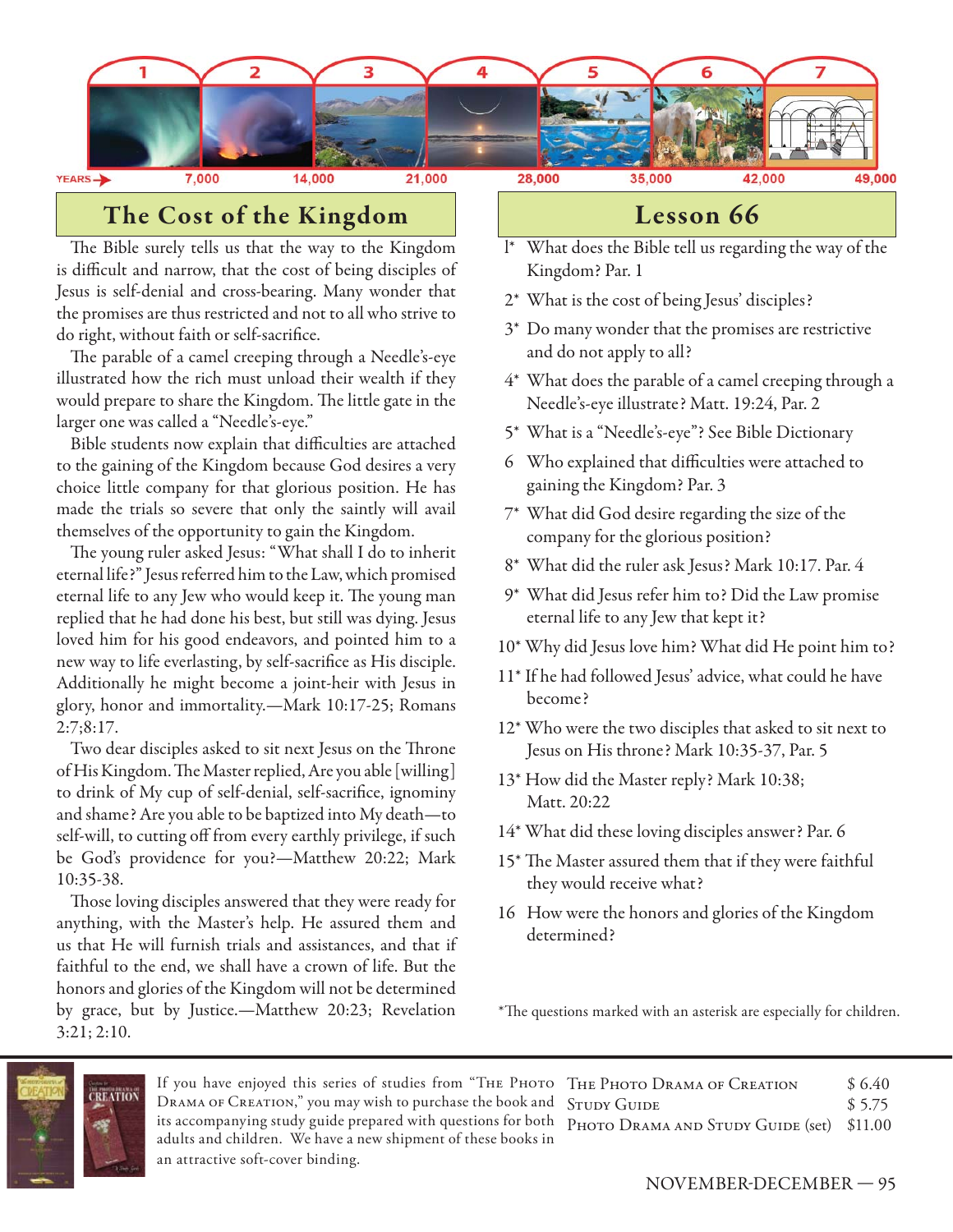YEARS → 7,000 14,000 21,000 28,000 35,000 42,000 49,000

## The Cost of the Kingdom

The Bible surely tells us that the way to the Kingdom is difficult and narrow, that the cost of being disciples of Jesus is self-denial and cross-bearing. Many wonder that the promises are thus restricted and not to all who strive to do right, without faith or self-sacrifice.

The parable of a camel creeping through a Needle's-eye illustrated how the rich must unload their wealth if they would prepare to share the Kingdom. The little gate in the larger one was called a "Needle's-eye."

Bible students now explain that difficulties are attached to the gaining of the Kingdom because God desires a very choice little company for that glorious position. He has made the trials so severe that only the saintly will avail themselves of the opportunity to gain the Kingdom.

The young ruler asked Jesus: "What shall I do to inherit eternal life?" Jesus referred him to the Law, which promised eternal life to any Jew who would keep it. The young man replied that he had done his best, but still was dying. Jesus loved him for his good endeavors, and pointed him to a new way to life everlasting, by self-sacrifice as His disciple. Additionally he might become a joint-heir with Jesus in glory, honor and immortality.—Mark 10:17-25; Romans 2:7;8:17.

Two dear disciples asked to sit next Jesus on the Throne of His Kingdom. The Master replied, Are you able [willing] to drink of My cup of self-denial, self-sacrifice, ignominy and shame? Are you able to be baptized into My death—to self-will, to cutting off from every earthly privilege, if such be God's providence for you?—Matthew 20:22; Mark 10:35-38.

Those loving disciples answered that they were ready for anything, with the Master's help. He assured them and us that He will furnish trials and assistances, and that if faithful to the end, we shall have a crown of life. But the honors and glories of the Kingdom will not be determined by grace, but by Justice.—Matthew 20:23; Revelation 3:21; 2:10.

## Lesson 66

1* What does the Bible tell us regarding the way of the Kingdom? Par. 1

2* What is the cost of being Jesus' disciples?

3* Do many wonder that the promises are restrictive and do not apply to all?

4* What does the parable of a camel creeping through a Needle's-eye illustrate? Matt. 19:24, Par. 2

5* What is a "Needle's-eye"? See Bible Dictionary

6 Who explained that difficulties were attached to gaining the Kingdom? Par. 3

7* What did God desire regarding the size of the company for the glorious position?

8* What did the ruler ask Jesus? Mark 10:17. Par. 4

9* What did Jesus refer him to? Did the Law promise eternal life to any Jew that kept it?

10* Why did Jesus love him? What did He point him to?

11* If he had followed Jesus' advice, what could he have become?

12* Who were the two disciples that asked to sit next to Jesus on His throne? Mark 10:35-37, Par. 5

13* How did the Master reply? Mark 10:38; Matt. 20:22

14* What did these loving disciples answer? Par. 6

15* The Master assured them that if they were faithful they would receive what?

16 How were the honors and glories of the Kingdom determined?

*The questions marked with an asterisk are especially for children.

If you have enjoyed this series of studies from "The Photo Drama of Creation," you may wish to purchase the book and its accompanying study guide prepared with questions for both adults and children. We have a new shipment of these books in an attractive soft-cover binding.

| | |
|---|---|
| The Photo Drama of Creation | $ 6.40 |
| Study Guide | $ 5.75 |
| Photo Drama and Study Guide (set) | $11.00 |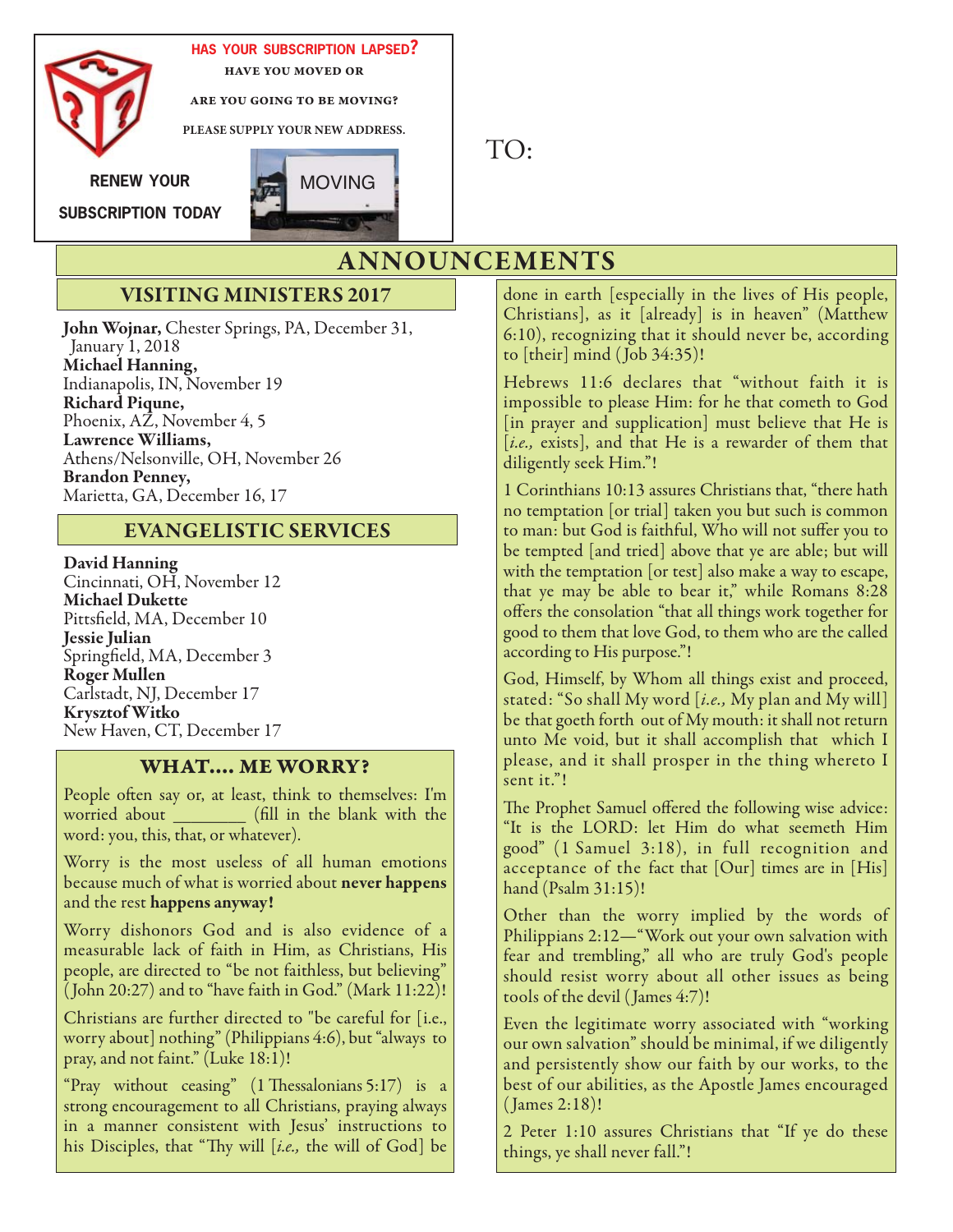**HAS YOUR SUBSCRIPTION LAPSED?**

HAVE YOU MOVED OR

ARE YOU GOING TO BE MOVING?

PLEASE SUPPLY YOUR NEW ADDRESS.

**RENEW YOUR SUBSCRIPTION TODAY**

MOVING

TO:

# ANNOUNCEMENTS

## VISITING MINISTERS 2017

**John Wojnar,** Chester Springs, PA, December 31, January 1, 2018
**Michael Hanning,**
Indianapolis, IN, November 19
**Richard Piqune,**
Phoenix, AZ, November 4, 5
**Lawrence Williams,**
Athens/Nelsonville, OH, November 26
**Brandon Penney,**
Marietta, GA, December 16, 17

## EVANGELISTIC SERVICES

**David Hanning**
Cincinnati, OH, November 12
**Michael Dukette**
Pittsfield, MA, December 10
**Jessie Julian**
Springfield, MA, December 3
**Roger Mullen**
Carlstadt, NJ, December 17
**Krysztof Witko**
New Haven, CT, December 17

## WHAT.... ME WORRY?

People often say or, at least, think to themselves: I'm worried about ________ (fill in the blank with the word: you, this, that, or whatever).

Worry is the most useless of all human emotions because much of what is worried about **never happens** and the rest **happens anyway!**

Worry dishonors God and is also evidence of a measurable lack of faith in Him, as Christians, His people, are directed to "be not faithless, but believing" (John 20:27) and to "have faith in God." (Mark 11:22)!

Christians are further directed to "be careful for [i.e., worry about] nothing" (Philippians 4:6), but "always to pray, and not faint." (Luke 18:1)!

"Pray without ceasing" (1 Thessalonians 5:17) is a strong encouragement to all Christians, praying always in a manner consistent with Jesus' instructions to his Disciples, that "Thy will [*i.e.,* the will of God] be done in earth [especially in the lives of His people, Christians], as it [already] is in heaven" (Matthew 6:10), recognizing that it should never be, according to [their] mind (Job 34:35)!

Hebrews 11:6 declares that "without faith it is impossible to please Him: for he that cometh to God [in prayer and supplication] must believe that He is [*i.e.,* exists], and that He is a rewarder of them that diligently seek Him."!

1 Corinthians 10:13 assures Christians that, "there hath no temptation [or trial] taken you but such is common to man: but God is faithful, Who will not suffer you to be tempted [and tried] above that ye are able; but will with the temptation [or test] also make a way to escape, that ye may be able to bear it," while Romans 8:28 offers the consolation "that all things work together for good to them that love God, to them who are the called according to His purpose."!

God, Himself, by Whom all things exist and proceed, stated: "So shall My word [*i.e.,* My plan and My will] be that goeth forth out of My mouth: it shall not return unto Me void, but it shall accomplish that which I please, and it shall prosper in the thing whereto I sent it."!

The Prophet Samuel offered the following wise advice: "It is the LORD: let Him do what seemeth Him good" (1 Samuel 3:18), in full recognition and acceptance of the fact that [Our] times are in [His] hand (Psalm 31:15)!

Other than the worry implied by the words of Philippians 2:12—"Work out your own salvation with fear and trembling," all who are truly God's people should resist worry about all other issues as being tools of the devil (James 4:7)!

Even the legitimate worry associated with "working our own salvation" should be minimal, if we diligently and persistently show our faith by our works, to the best of our abilities, as the Apostle James encouraged (James 2:18)!

2 Peter 1:10 assures Christians that "If ye do these things, ye shall never fall."!